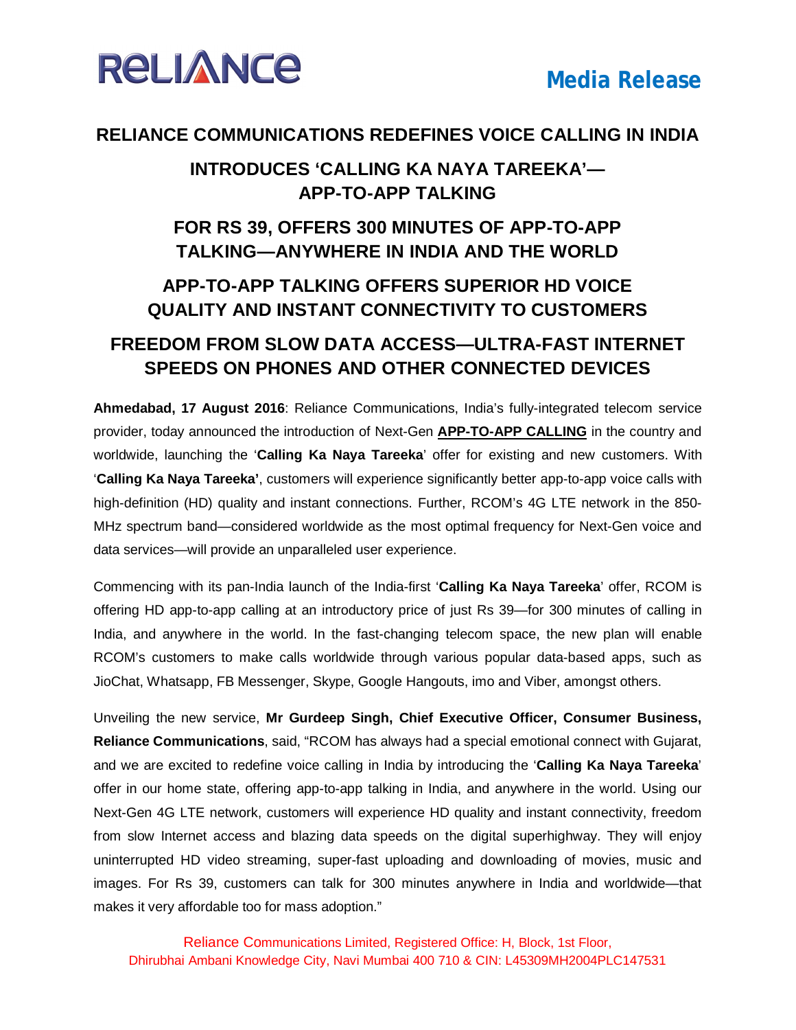RELIANCE

**Media Release**

# RELIANCE COMMUNICATIONS REDEFINES VOICE CALLING IN INDIA

## INTRODUCES 'CALLING KA NAYA TAREEKA'— APP-TO-APP TALKING

## FOR RS 39, OFFERS 300 MINUTES OF APP-TO-APP TALKING—ANYWHERE IN INDIA AND THE WORLD

## APP-TO-APP TALKING OFFERS SUPERIOR HD VOICE QUALITY AND INSTANT CONNECTIVITY TO CUSTOMERS

## FREEDOM FROM SLOW DATA ACCESS—ULTRA-FAST INTERNET SPEEDS ON PHONES AND OTHER CONNECTED DEVICES

**Ahmedabad, 17 August 2016**: Reliance Communications, India's fully-integrated telecom service provider, today announced the introduction of Next-Gen **APP-TO-APP CALLING** in the country and worldwide, launching the '**Calling Ka Naya Tareeka**' offer for existing and new customers. With '**Calling Ka Naya Tareeka'**, customers will experience significantly better app-to-app voice calls with high-definition (HD) quality and instant connections. Further, RCOM's 4G LTE network in the 850-MHz spectrum band—considered worldwide as the most optimal frequency for Next-Gen voice and data services—will provide an unparalleled user experience.

Commencing with its pan-India launch of the India-first '**Calling Ka Naya Tareeka**' offer, RCOM is offering HD app-to-app calling at an introductory price of just Rs 39—for 300 minutes of calling in India, and anywhere in the world. In the fast-changing telecom space, the new plan will enable RCOM's customers to make calls worldwide through various popular data-based apps, such as JioChat, Whatsapp, FB Messenger, Skype, Google Hangouts, imo and Viber, amongst others.

Unveiling the new service, **Mr Gurdeep Singh, Chief Executive Officer, Consumer Business, Reliance Communications**, said, "RCOM has always had a special emotional connect with Gujarat, and we are excited to redefine voice calling in India by introducing the '**Calling Ka Naya Tareeka**' offer in our home state, offering app-to-app talking in India, and anywhere in the world. Using our Next-Gen 4G LTE network, customers will experience HD quality and instant connectivity, freedom from slow Internet access and blazing data speeds on the digital superhighway. They will enjoy uninterrupted HD video streaming, super-fast uploading and downloading of movies, music and images. For Rs 39, customers can talk for 300 minutes anywhere in India and worldwide—that makes it very affordable too for mass adoption."

Reliance Communications Limited, Registered Office: H, Block, 1st Floor, Dhirubhai Ambani Knowledge City, Navi Mumbai 400 710 & CIN: L45309MH2004PLC147531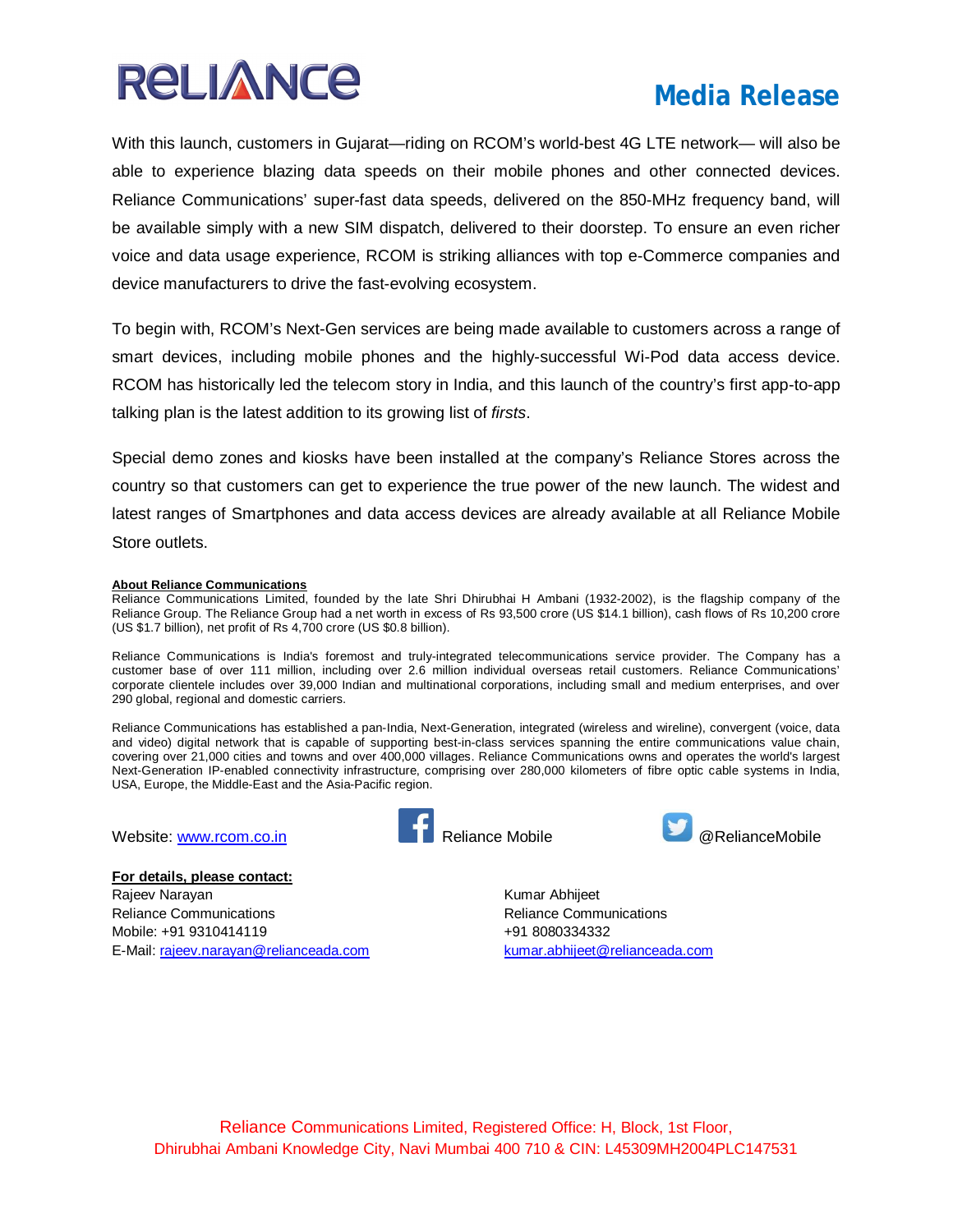With this launch, customers in Gujarat—riding on RCOM's world-best 4G LTE network— will also be able to experience blazing data speeds on their mobile phones and other connected devices. Reliance Communications' super-fast data speeds, delivered on the 850-MHz frequency band, will be available simply with a new SIM dispatch, delivered to their doorstep. To ensure an even richer voice and data usage experience, RCOM is striking alliances with top e-Commerce companies and device manufacturers to drive the fast-evolving ecosystem.

To begin with, RCOM's Next-Gen services are being made available to customers across a range of smart devices, including mobile phones and the highly-successful Wi-Pod data access device. RCOM has historically led the telecom story in India, and this launch of the country's first app-to-app talking plan is the latest addition to its growing list of *firsts*.

Special demo zones and kiosks have been installed at the company's Reliance Stores across the country so that customers can get to experience the true power of the new launch. The widest and latest ranges of Smartphones and data access devices are already available at all Reliance Mobile Store outlets.

**About Reliance Communications**

Reliance Communications Limited, founded by the late Shri Dhirubhai H Ambani (1932-2002), is the flagship company of the Reliance Group. The Reliance Group had a net worth in excess of Rs 93,500 crore (US $14.1 billion), cash flows of Rs 10,200 crore (US $1.7 billion), net profit of Rs 4,700 crore (US $0.8 billion).

Reliance Communications is India's foremost and truly-integrated telecommunications service provider. The Company has a customer base of over 111 million, including over 2.6 million individual overseas retail customers. Reliance Communications' corporate clientele includes over 39,000 Indian and multinational corporations, including small and medium enterprises, and over 290 global, regional and domestic carriers.

Reliance Communications has established a pan-India, Next-Generation, integrated (wireless and wireline), convergent (voice, data and video) digital network that is capable of supporting best-in-class services spanning the entire communications value chain, covering over 21,000 cities and towns and over 400,000 villages. Reliance Communications owns and operates the world's largest Next-Generation IP-enabled connectivity infrastructure, comprising over 280,000 kilometers of fibre optic cable systems in India, USA, Europe, the Middle-East and the Asia-Pacific region.

Website: www.rcom.co.in Reliance Mobile @RelianceMobile

**For details, please contact:**

Rajeev Narayan
Reliance Communications
Mobile: +91 9310414119
E-Mail: rajeev.narayan@relianceada.com

Kumar Abhijeet
Reliance Communications
+91 8080334332
kumar.abhijeet@relianceada.com

Reliance Communications Limited, Registered Office: H, Block, 1st Floor,
Dhirubhai Ambani Knowledge City, Navi Mumbai 400 710 & CIN: L45309MH2004PLC147531